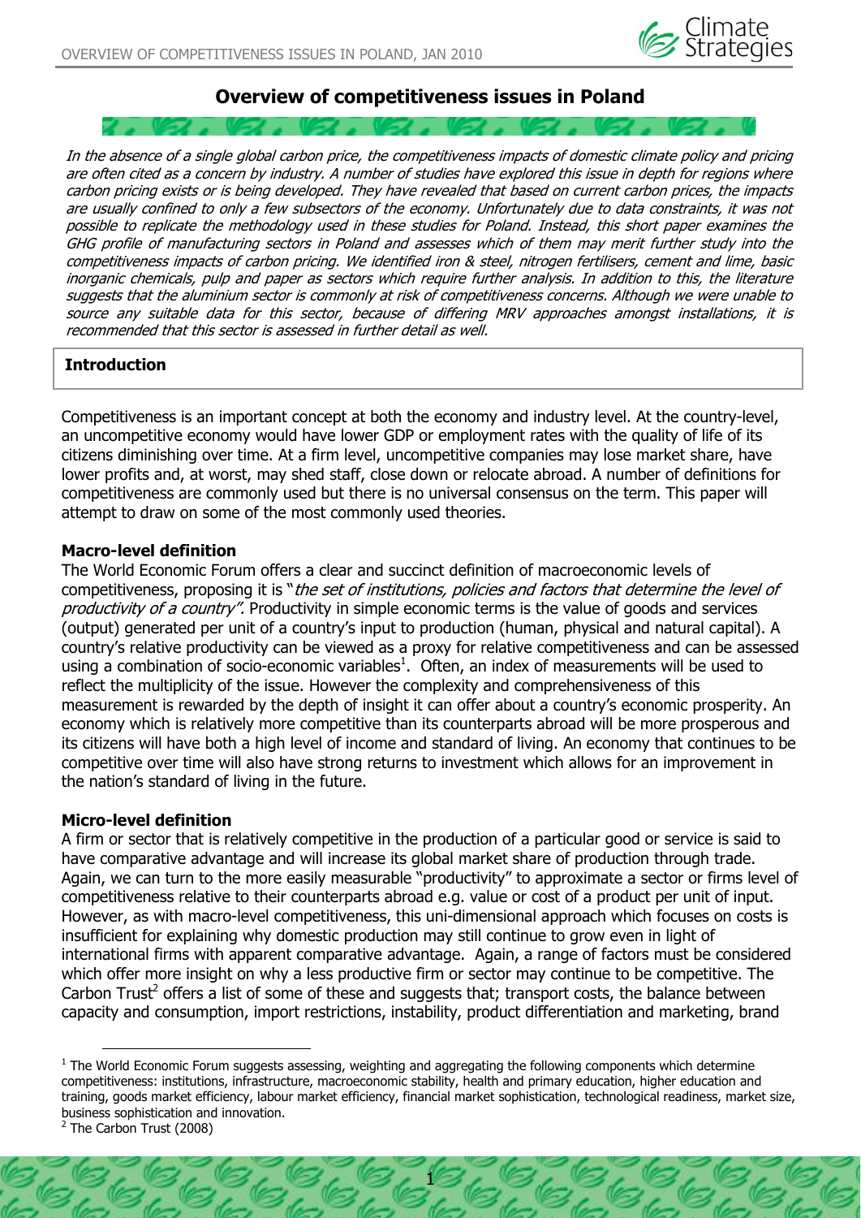# Overview of competitiveness issues in Poland

*In the absence of a single global carbon price, the competitiveness impacts of domestic climate policy and pricing are often cited as a concern by industry. A number of studies have explored this issue in depth for regions where carbon pricing exists or is being developed. They have revealed that based on current carbon prices, the impacts are usually confined to only a few subsectors of the economy. Unfortunately due to data constraints, it was not possible to replicate the methodology used in these studies for Poland. Instead, this short paper examines the GHG profile of manufacturing sectors in Poland and assesses which of them may merit further study into the competitiveness impacts of carbon pricing. We identified iron & steel, nitrogen fertilisers, cement and lime, basic inorganic chemicals, pulp and paper as sectors which require further analysis. In addition to this, the literature suggests that the aluminium sector is commonly at risk of competitiveness concerns. Although we were unable to source any suitable data for this sector, because of differing MRV approaches amongst installations, it is recommended that this sector is assessed in further detail as well.*

## Introduction

Competitiveness is an important concept at both the economy and industry level. At the country-level, an uncompetitive economy would have lower GDP or employment rates with the quality of life of its citizens diminishing over time. At a firm level, uncompetitive companies may lose market share, have lower profits and, at worst, may shed staff, close down or relocate abroad. A number of definitions for competitiveness are commonly used but there is no universal consensus on the term. This paper will attempt to draw on some of the most commonly used theories.

### Macro-level definition

The World Economic Forum offers a clear and succinct definition of macroeconomic levels of competitiveness, proposing it is "*the set of institutions, policies and factors that determine the level of productivity of a country"*. Productivity in simple economic terms is the value of goods and services (output) generated per unit of a country's input to production (human, physical and natural capital). A country's relative productivity can be viewed as a proxy for relative competitiveness and can be assessed using a combination of socio-economic variables[1]. Often, an index of measurements will be used to reflect the multiplicity of the issue. However the complexity and comprehensiveness of this measurement is rewarded by the depth of insight it can offer about a country's economic prosperity. An economy which is relatively more competitive than its counterparts abroad will be more prosperous and its citizens will have both a high level of income and standard of living. An economy that continues to be competitive over time will also have strong returns to investment which allows for an improvement in the nation's standard of living in the future.

### Micro-level definition

A firm or sector that is relatively competitive in the production of a particular good or service is said to have comparative advantage and will increase its global market share of production through trade. Again, we can turn to the more easily measurable "productivity" to approximate a sector or firms level of competitiveness relative to their counterparts abroad e.g. value or cost of a product per unit of input. However, as with macro-level competitiveness, this uni-dimensional approach which focuses on costs is insufficient for explaining why domestic production may still continue to grow even in light of international firms with apparent comparative advantage. Again, a range of factors must be considered which offer more insight on why a less productive firm or sector may continue to be competitive. The Carbon Trust[2] offers a list of some of these and suggests that; transport costs, the balance between capacity and consumption, import restrictions, instability, product differentiation and marketing, brand

---

[1] The World Economic Forum suggests assessing, weighting and aggregating the following components which determine competitiveness: institutions, infrastructure, macroeconomic stability, health and primary education, higher education and training, goods market efficiency, labour market efficiency, financial market sophistication, technological readiness, market size, business sophistication and innovation.

[2] The Carbon Trust (2008)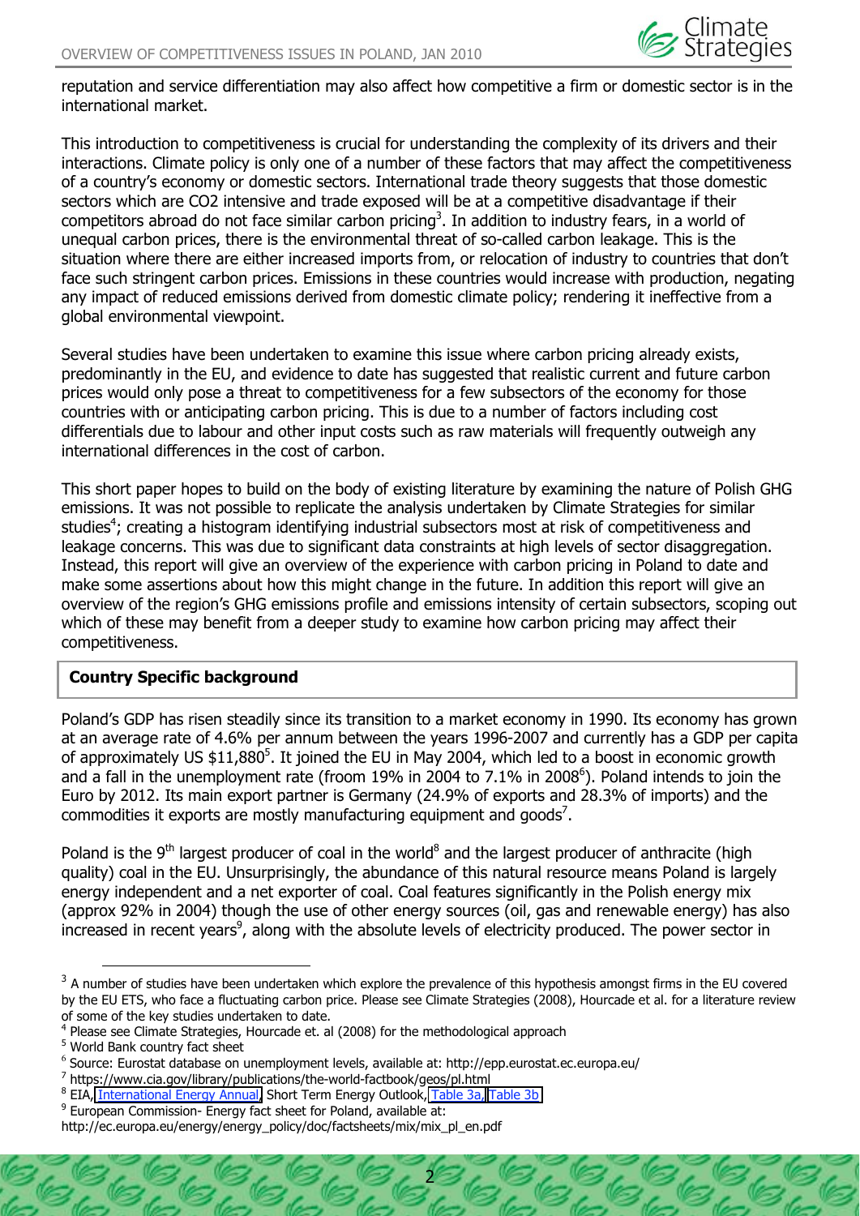reputation and service differentiation may also affect how competitive a firm or domestic sector is in the international market.

This introduction to competitiveness is crucial for understanding the complexity of its drivers and their interactions. Climate policy is only one of a number of these factors that may affect the competitiveness of a country's economy or domestic sectors. International trade theory suggests that those domestic sectors which are CO2 intensive and trade exposed will be at a competitive disadvantage if their competitors abroad do not face similar carbon pricing[3]. In addition to industry fears, in a world of unequal carbon prices, there is the environmental threat of so-called carbon leakage. This is the situation where there are either increased imports from, or relocation of industry to countries that don't face such stringent carbon prices. Emissions in these countries would increase with production, negating any impact of reduced emissions derived from domestic climate policy; rendering it ineffective from a global environmental viewpoint.

Several studies have been undertaken to examine this issue where carbon pricing already exists, predominantly in the EU, and evidence to date has suggested that realistic current and future carbon prices would only pose a threat to competitiveness for a few subsectors of the economy for those countries with or anticipating carbon pricing. This is due to a number of factors including cost differentials due to labour and other input costs such as raw materials will frequently outweigh any international differences in the cost of carbon.

This short paper hopes to build on the body of existing literature by examining the nature of Polish GHG emissions. It was not possible to replicate the analysis undertaken by Climate Strategies for similar studies[4]; creating a histogram identifying industrial subsectors most at risk of competitiveness and leakage concerns. This was due to significant data constraints at high levels of sector disaggregation. Instead, this report will give an overview of the experience with carbon pricing in Poland to date and make some assertions about how this might change in the future. In addition this report will give an overview of the region's GHG emissions profile and emissions intensity of certain subsectors, scoping out which of these may benefit from a deeper study to examine how carbon pricing may affect their competitiveness.

## Country Specific background

Poland's GDP has risen steadily since its transition to a market economy in 1990. Its economy has grown at an average rate of 4.6% per annum between the years 1996-2007 and currently has a GDP per capita of approximately US $11,880[5]. It joined the EU in May 2004, which led to a boost in economic growth and a fall in the unemployment rate (from 19% in 2004 to 7.1% in 2008[6]). Poland intends to join the Euro by 2012. Its main export partner is Germany (24.9% of exports and 28.3% of imports) and the commodities it exports are mostly manufacturing equipment and goods[7].

Poland is the 9th largest producer of coal in the world[8] and the largest producer of anthracite (high quality) coal in the EU. Unsurprisingly, the abundance of this natural resource means Poland is largely energy independent and a net exporter of coal. Coal features significantly in the Polish energy mix (approx 92% in 2004) though the use of other energy sources (oil, gas and renewable energy) has also increased in recent years[9], along with the absolute levels of electricity produced. The power sector in

---

[3] A number of studies have been undertaken which explore the prevalence of this hypothesis amongst firms in the EU covered by the EU ETS, who face a fluctuating carbon price. Please see Climate Strategies (2008), Hourcade et al. for a literature review of some of the key studies undertaken to date.

[4] Please see Climate Strategies, Hourcade et. al (2008) for the methodological approach

[5] World Bank country fact sheet

[6] Source: Eurostat database on unemployment levels, available at: http://epp.eurostat.ec.europa.eu/

[7] https://www.cia.gov/library/publications/the-world-factbook/geos/pl.html

[8] EIA, International Energy Annual, Short Term Energy Outlook, Table 3a, Table 3b

[9] European Commission- Energy fact sheet for Poland, available at: http://ec.europa.eu/energy/energy_policy/doc/factsheets/mix/mix_pl_en.pdf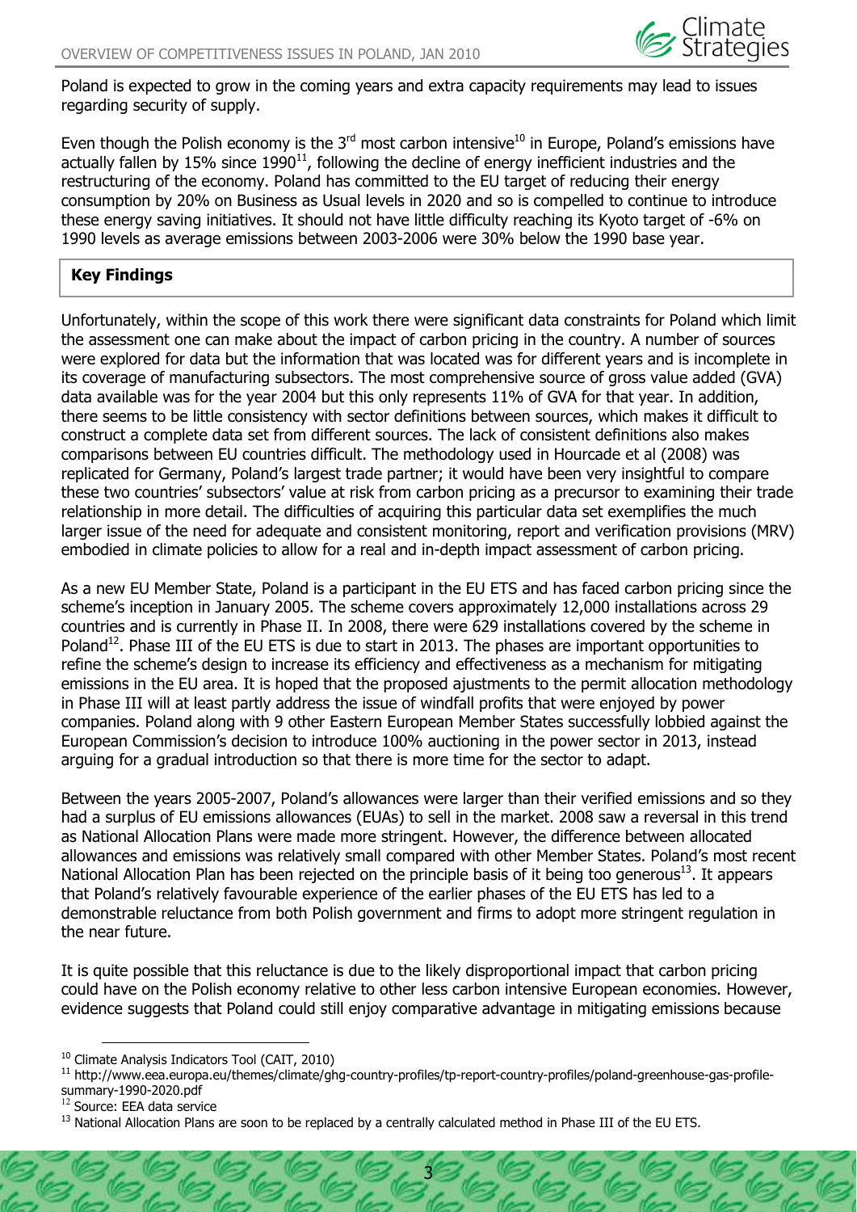Poland is expected to grow in the coming years and extra capacity requirements may lead to issues regarding security of supply.

Even though the Polish economy is the 3rd most carbon intensive[10] in Europe, Poland's emissions have actually fallen by 15% since 1990[11], following the decline of energy inefficient industries and the restructuring of the economy. Poland has committed to the EU target of reducing their energy consumption by 20% on Business as Usual levels in 2020 and so is compelled to continue to introduce these energy saving initiatives. It should not have little difficulty reaching its Kyoto target of -6% on 1990 levels as average emissions between 2003-2006 were 30% below the 1990 base year.

## Key Findings

Unfortunately, within the scope of this work there were significant data constraints for Poland which limit the assessment one can make about the impact of carbon pricing in the country. A number of sources were explored for data but the information that was located was for different years and is incomplete in its coverage of manufacturing subsectors. The most comprehensive source of gross value added (GVA) data available was for the year 2004 but this only represents 11% of GVA for that year. In addition, there seems to be little consistency with sector definitions between sources, which makes it difficult to construct a complete data set from different sources. The lack of consistent definitions also makes comparisons between EU countries difficult. The methodology used in Hourcade et al (2008) was replicated for Germany, Poland's largest trade partner; it would have been very insightful to compare these two countries' subsectors' value at risk from carbon pricing as a precursor to examining their trade relationship in more detail. The difficulties of acquiring this particular data set exemplifies the much larger issue of the need for adequate and consistent monitoring, report and verification provisions (MRV) embodied in climate policies to allow for a real and in-depth impact assessment of carbon pricing.

As a new EU Member State, Poland is a participant in the EU ETS and has faced carbon pricing since the scheme's inception in January 2005. The scheme covers approximately 12,000 installations across 29 countries and is currently in Phase II. In 2008, there were 629 installations covered by the scheme in Poland[12]. Phase III of the EU ETS is due to start in 2013. The phases are important opportunities to refine the scheme's design to increase its efficiency and effectiveness as a mechanism for mitigating emissions in the EU area. It is hoped that the proposed ajustments to the permit allocation methodology in Phase III will at least partly address the issue of windfall profits that were enjoyed by power companies. Poland along with 9 other Eastern European Member States successfully lobbied against the European Commission's decision to introduce 100% auctioning in the power sector in 2013, instead arguing for a gradual introduction so that there is more time for the sector to adapt.

Between the years 2005-2007, Poland's allowances were larger than their verified emissions and so they had a surplus of EU emissions allowances (EUAs) to sell in the market. 2008 saw a reversal in this trend as National Allocation Plans were made more stringent. However, the difference between allocated allowances and emissions was relatively small compared with other Member States. Poland's most recent National Allocation Plan has been rejected on the principle basis of it being too generous[13]. It appears that Poland's relatively favourable experience of the earlier phases of the EU ETS has led to a demonstrable reluctance from both Polish government and firms to adopt more stringent regulation in the near future.

It is quite possible that this reluctance is due to the likely disproportional impact that carbon pricing could have on the Polish economy relative to other less carbon intensive European economies. However, evidence suggests that Poland could still enjoy comparative advantage in mitigating emissions because

---

[10] Climate Analysis Indicators Tool (CAIT, 2010)

[11] http://www.eea.europa.eu/themes/climate/ghg-country-profiles/tp-report-country-profiles/poland-greenhouse-gas-profile-summary-1990-2020.pdf

[12] Source: EEA data service

[13] National Allocation Plans are soon to be replaced by a centrally calculated method in Phase III of the EU ETS.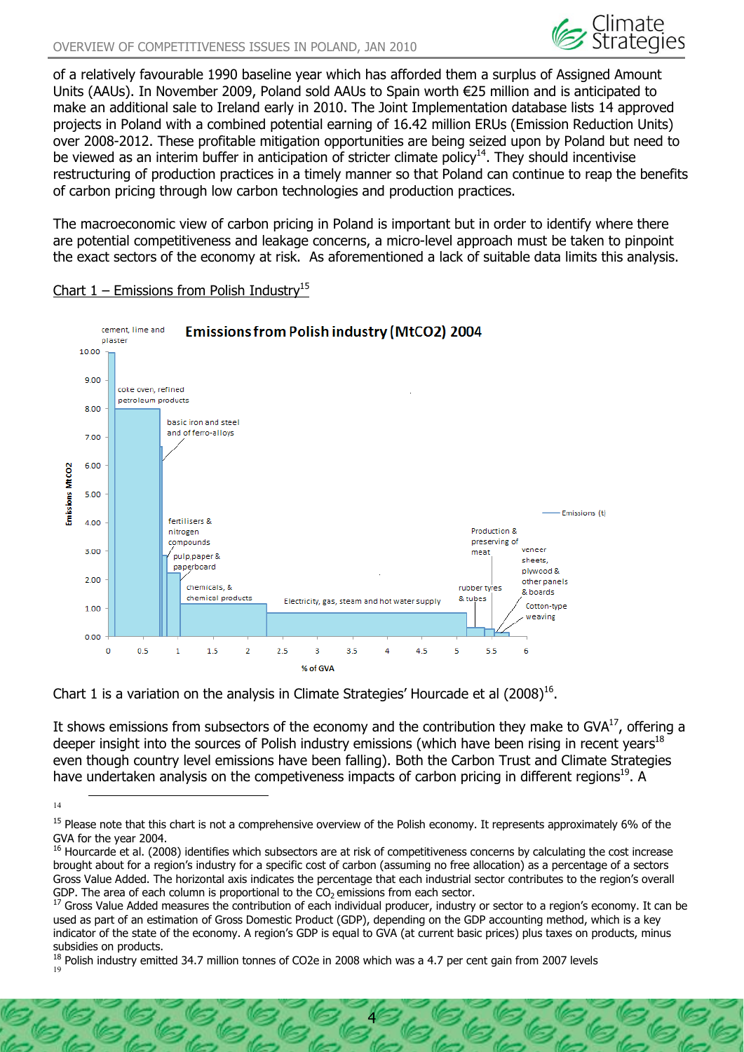of a relatively favourable 1990 baseline year which has afforded them a surplus of Assigned Amount Units (AAUs). In November 2009, Poland sold AAUs to Spain worth €25 million and is anticipated to make an additional sale to Ireland early in 2010. The Joint Implementation database lists 14 approved projects in Poland with a combined potential earning of 16.42 million ERUs (Emission Reduction Units) over 2008-2012. These profitable mitigation opportunities are being seized upon by Poland but need to be viewed as an interim buffer in anticipation of stricter climate policy[14]. They should incentivise restructuring of production practices in a timely manner so that Poland can continue to reap the benefits of carbon pricing through low carbon technologies and production practices.

The macroeconomic view of carbon pricing in Poland is important but in order to identify where there are potential competitiveness and leakage concerns, a micro-level approach must be taken to pinpoint the exact sectors of the economy at risk. As aforementioned a lack of suitable data limits this analysis.

Chart 1 – Emissions from Polish Industry[15]

**Emissions from Polish industry (MtCO2) 2004**

(Chart: y-axis "Emissions MtCO2" 0.00–10.00; x-axis "% of GVA" 0–6. Sectors labelled: cement, lime and plaster; coke oven, refined petroleum products; basic iron and steel and of ferro-alloys; fertilisers & nitrogen compounds; pulp,paper & paperboard; chemicals, & chemical products; Electricity, gas, steam and hot water supply; rubber tyres & tubes; Production & preserving of meat; veneer sheets, plywood & other panels & boards; Cotton-type weaving. Legend: Emissions (t)

Chart 1 is a variation on the analysis in Climate Strategies' Hourcade et al (2008)[16].

It shows emissions from subsectors of the economy and the contribution they make to GVA[17], offering a deeper insight into the sources of Polish industry emissions (which have been rising in recent years[18] even though country level emissions have been falling). Both the Carbon Trust and Climate Strategies have undertaken analysis on the competiveness impacts of carbon pricing in different regions[19]. A

---

14

15 Please note that this chart is not a comprehensive overview of the Polish economy. It represents approximately 6% of the GVA for the year 2004.

16 Hourcarde et al. (2008) identifies which subsectors are at risk of competitiveness concerns by calculating the cost increase brought about for a region's industry for a specific cost of carbon (assuming no free allocation) as a percentage of a sectors Gross Value Added. The horizontal axis indicates the percentage that each industrial sector contributes to the region's overall GDP. The area of each column is proportional to the $CO_2$ emissions from each sector.

17 Gross Value Added measures the contribution of each individual producer, industry or sector to a region's economy. It can be used as part of an estimation of Gross Domestic Product (GDP), depending on the GDP accounting method, which is a key indicator of the state of the economy. A region's GDP is equal to GVA (at current basic prices) plus taxes on products, minus subsidies on products.

18 Polish industry emitted 34.7 million tonnes of CO2e in 2008 which was a 4.7 per cent gain from 2007 levels

19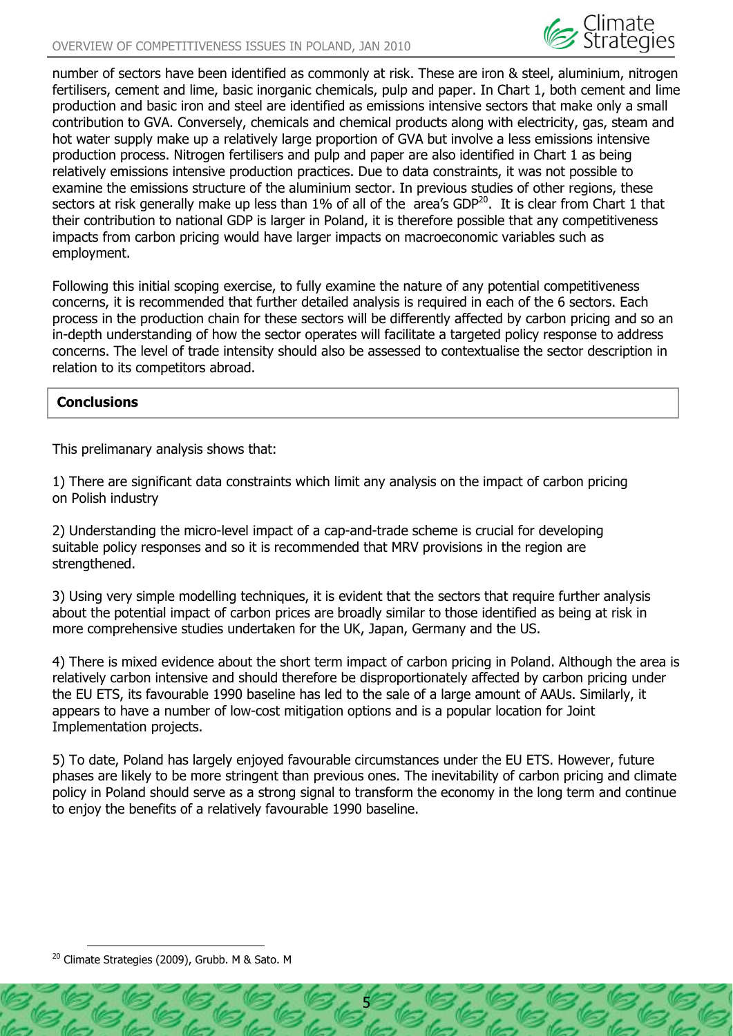number of sectors have been identified as commonly at risk. These are iron & steel, aluminium, nitrogen fertilisers, cement and lime, basic inorganic chemicals, pulp and paper. In Chart 1, both cement and lime production and basic iron and steel are identified as emissions intensive sectors that make only a small contribution to GVA. Conversely, chemicals and chemical products along with electricity, gas, steam and hot water supply make up a relatively large proportion of GVA but involve a less emissions intensive production process. Nitrogen fertilisers and pulp and paper are also identified in Chart 1 as being relatively emissions intensive production practices. Due to data constraints, it was not possible to examine the emissions structure of the aluminium sector. In previous studies of other regions, these sectors at risk generally make up less than 1% of all of the area's GDP[20]. It is clear from Chart 1 that their contribution to national GDP is larger in Poland, it is therefore possible that any competitiveness impacts from carbon pricing would have larger impacts on macroeconomic variables such as employment.

Following this initial scoping exercise, to fully examine the nature of any potential competitiveness concerns, it is recommended that further detailed analysis is required in each of the 6 sectors. Each process in the production chain for these sectors will be differently affected by carbon pricing and so an in-depth understanding of how the sector operates will facilitate a targeted policy response to address concerns. The level of trade intensity should also be assessed to contextualise the sector description in relation to its competitors abroad.

## Conclusions

This prelimanary analysis shows that:

1) There are significant data constraints which limit any analysis on the impact of carbon pricing on Polish industry

2) Understanding the micro-level impact of a cap-and-trade scheme is crucial for developing suitable policy responses and so it is recommended that MRV provisions in the region are strengthened.

3) Using very simple modelling techniques, it is evident that the sectors that require further analysis about the potential impact of carbon prices are broadly similar to those identified as being at risk in more comprehensive studies undertaken for the UK, Japan, Germany and the US.

4) There is mixed evidence about the short term impact of carbon pricing in Poland. Although the area is relatively carbon intensive and should therefore be disproportionately affected by carbon pricing under the EU ETS, its favourable 1990 baseline has led to the sale of a large amount of AAUs. Similarly, it appears to have a number of low-cost mitigation options and is a popular location for Joint Implementation projects.

5) To date, Poland has largely enjoyed favourable circumstances under the EU ETS. However, future phases are likely to be more stringent than previous ones. The inevitability of carbon pricing and climate policy in Poland should serve as a strong signal to transform the economy in the long term and continue to enjoy the benefits of a relatively favourable 1990 baseline.

[20] Climate Strategies (2009), Grubb. M & Sato. M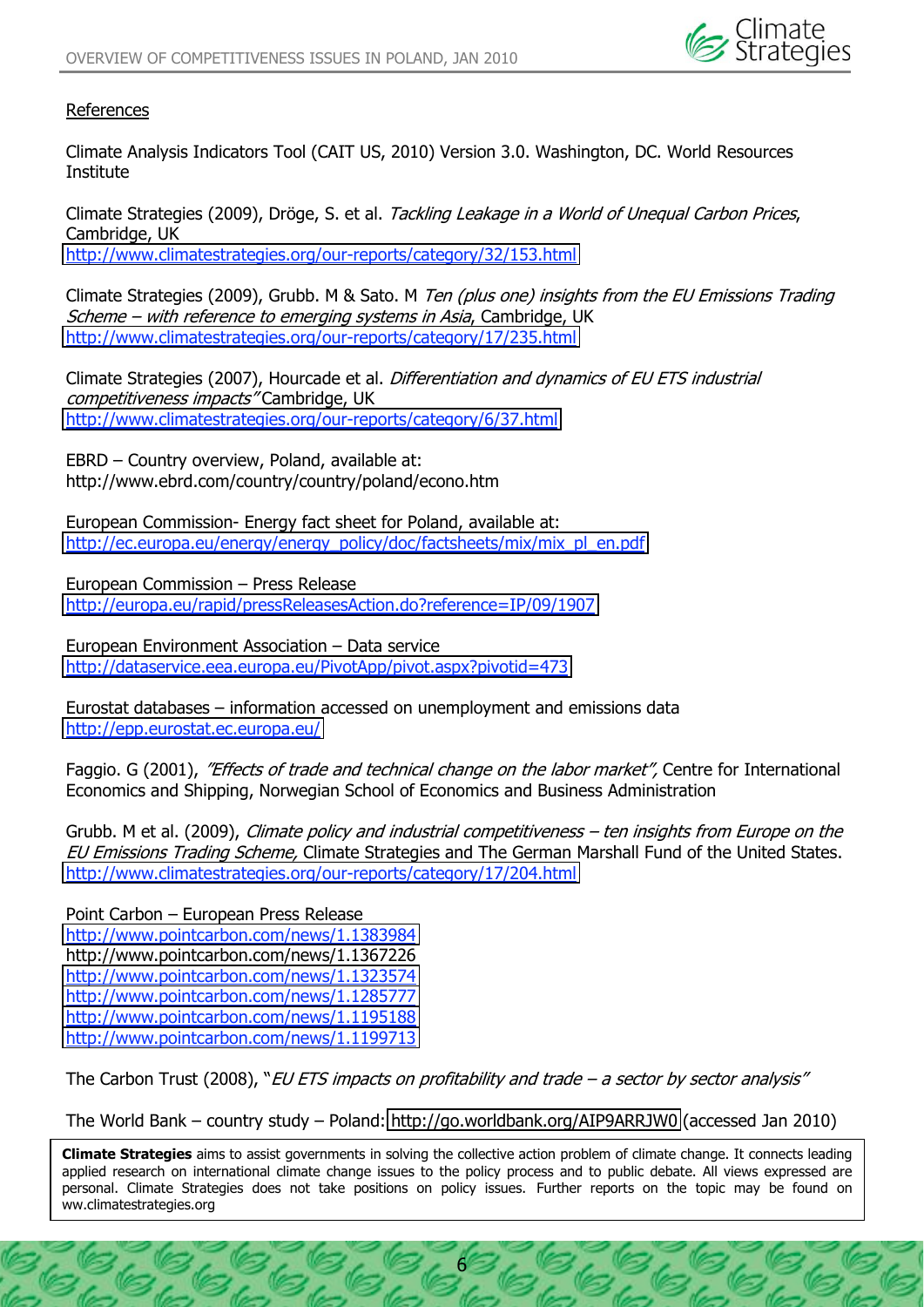References

Climate Analysis Indicators Tool (CAIT US, 2010) Version 3.0. Washington, DC. World Resources Institute

Climate Strategies (2009), Dröge, S. et al. *Tackling Leakage in a World of Unequal Carbon Prices*, Cambridge, UK
http://www.climatestrategies.org/our-reports/category/32/153.html

Climate Strategies (2009), Grubb. M & Sato. M *Ten (plus one) insights from the EU Emissions Trading Scheme – with reference to emerging systems in Asia*, Cambridge, UK
http://www.climatestrategies.org/our-reports/category/17/235.html

Climate Strategies (2007), Hourcade et al. *Differentiation and dynamics of EU ETS industrial competitiveness impacts"* Cambridge, UK
http://www.climatestrategies.org/our-reports/category/6/37.html

EBRD – Country overview, Poland, available at:
http://www.ebrd.com/country/country/poland/econo.htm

European Commission- Energy fact sheet for Poland, available at:
http://ec.europa.eu/energy/energy_policy/doc/factsheets/mix/mix_pl_en.pdf

European Commission – Press Release
http://europa.eu/rapid/pressReleasesAction.do?reference=IP/09/1907

European Environment Association – Data service
http://dataservice.eea.europa.eu/PivotApp/pivot.aspx?pivotid=473

Eurostat databases – information accessed on unemployment and emissions data
http://epp.eurostat.ec.europa.eu/

Faggio. G (2001), *"Effects of trade and technical change on the labor market",* Centre for International Economics and Shipping, Norwegian School of Economics and Business Administration

Grubb. M et al. (2009), *Climate policy and industrial competitiveness – ten insights from Europe on the EU Emissions Trading Scheme,* Climate Strategies and The German Marshall Fund of the United States.
http://www.climatestrategies.org/our-reports/category/17/204.html

Point Carbon – European Press Release
http://www.pointcarbon.com/news/1.1383984
http://www.pointcarbon.com/news/1.1367226
http://www.pointcarbon.com/news/1.1323574
http://www.pointcarbon.com/news/1.1285777
http://www.pointcarbon.com/news/1.1195188
http://www.pointcarbon.com/news/1.1199713

The Carbon Trust (2008), "*EU ETS impacts on profitability and trade – a sector by sector analysis"*

The World Bank – country study – Poland: http://go.worldbank.org/AIP9ARRJW0 (accessed Jan 2010)

**Climate Strategies** aims to assist governments in solving the collective action problem of climate change. It connects leading applied research on international climate change issues to the policy process and to public debate. All views expressed are personal. Climate Strategies does not take positions on policy issues. Further reports on the topic may be found on ww.climatestrategies.org